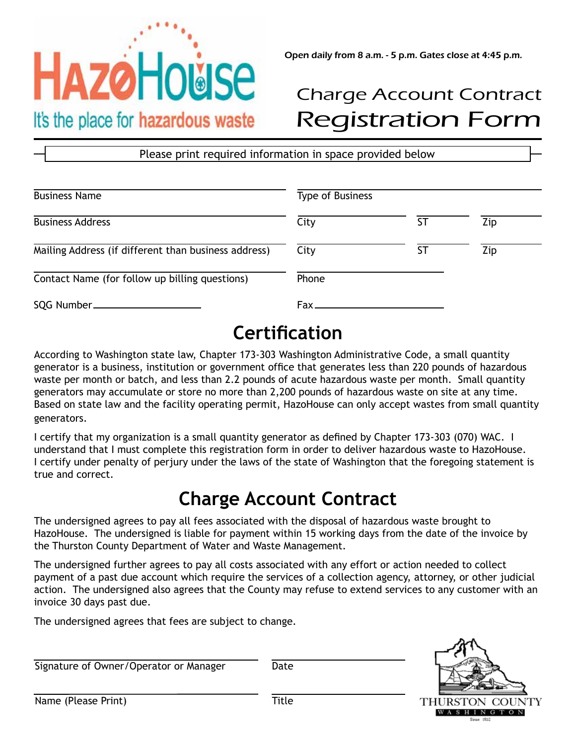HazoHouse

It's the place for hazardous waste

Open daily from 8 a.m. - 5 p.m. Gates close at 4:45 p.m.

# Charge Account Contract Registration Form

Please print required information in space provided below

Business Name ______________________ Type of Business ______________________

Business Address ______________________ City ____________ ST ______ Zip ______

Mailing Address (if different than business address) ______________________ City ____________ ST ______ Zip ______

Contact Name (for follow up billing questions) ______________________ Phone ______________________

SQG Number ______________________ Fax ______________________

## Certification

According to Washington state law, Chapter 173-303 Washington Administrative Code, a small quantity generator is a business, institution or government office that generates less than 220 pounds of hazardous waste per month or batch, and less than 2.2 pounds of acute hazardous waste per month. Small quantity generators may accumulate or store no more than 2,200 pounds of hazardous waste on site at any time. Based on state law and the facility operating permit, HazoHouse can only accept wastes from small quantity generators.

I certify that my organization is a small quantity generator as defined by Chapter 173-303 (070) WAC. I understand that I must complete this registration form in order to deliver hazardous waste to HazoHouse. I certify under penalty of perjury under the laws of the state of Washington that the foregoing statement is true and correct.

## Charge Account Contract

The undersigned agrees to pay all fees associated with the disposal of hazardous waste brought to HazoHouse. The undersigned is liable for payment within 15 working days from the date of the invoice by the Thurston County Department of Water and Waste Management.

The undersigned further agrees to pay all costs associated with any effort or action needed to collect payment of a past due account which require the services of a collection agency, attorney, or other judicial action. The undersigned also agrees that the County may refuse to extend services to any customer with an invoice 30 days past due.

The undersigned agrees that fees are subject to change.

______________________ ______________________
Signature of Owner/Operator or Manager Date

______________________ ______________________
Name (Please Print) Title

THURSTON COUNTY
WASHINGTON
Since 1852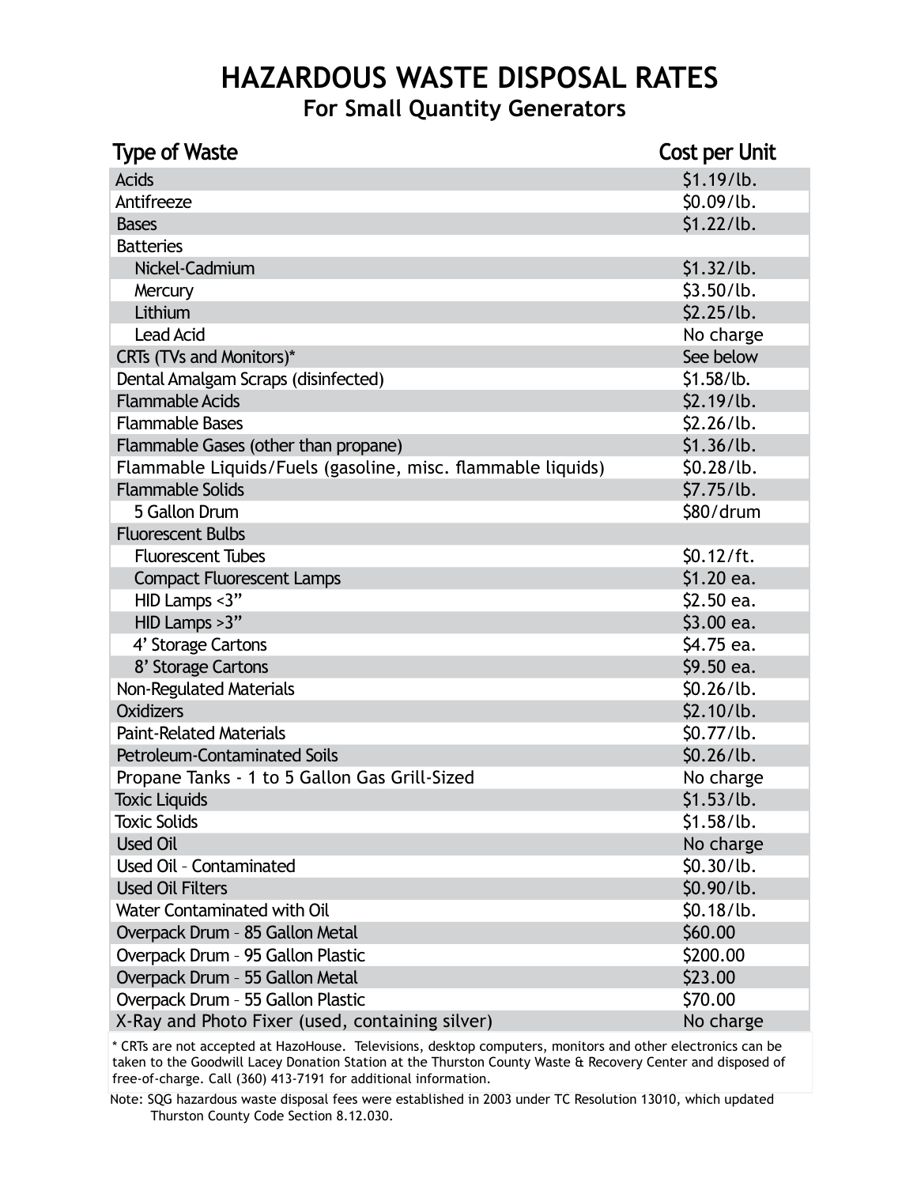# HAZARDOUS WASTE DISPOSAL RATES

## For Small Quantity Generators

| Type of Waste | Cost per Unit |
|---|---|
| Acids | $1.19/lb. |
| Antifreeze | $0.09/lb. |
| Bases | $1.22/lb. |
| Batteries | |
| Nickel-Cadmium | $1.32/lb. |
| Mercury | $3.50/lb. |
| Lithium | $2.25/lb. |
| Lead Acid | No charge |
| CRTs (TVs and Monitors)* | See below |
| Dental Amalgam Scraps (disinfected) | $1.58/lb. |
| Flammable Acids | $2.19/lb. |
| Flammable Bases | $2.26/lb. |
| Flammable Gases (other than propane) | $1.36/lb. |
| Flammable Liquids/Fuels (gasoline, misc. flammable liquids) | $0.28/lb. |
| Flammable Solids | $7.75/lb. |
| 5 Gallon Drum | $80/drum |
| Fluorescent Bulbs | |
| Fluorescent Tubes | $0.12/ft. |
| Compact Fluorescent Lamps | $1.20 ea. |
| HID Lamps <3” | $2.50 ea. |
| HID Lamps >3” | $3.00 ea. |
| 4’ Storage Cartons | $4.75 ea. |
| 8’ Storage Cartons | $9.50 ea. |
| Non-Regulated Materials | $0.26/lb. |
| Oxidizers | $2.10/lb. |
| Paint-Related Materials | $0.77/lb. |
| Petroleum-Contaminated Soils | $0.26/lb. |
| Propane Tanks - 1 to 5 Gallon Gas Grill-Sized | No charge |
| Toxic Liquids | $1.53/lb. |
| Toxic Solids | $1.58/lb. |
| Used Oil | No charge |
| Used Oil – Contaminated | $0.30/lb. |
| Used Oil Filters | $0.90/lb. |
| Water Contaminated with Oil | $0.18/lb. |
| Overpack Drum – 85 Gallon Metal | $60.00 |
| Overpack Drum – 95 Gallon Plastic | $200.00 |
| Overpack Drum – 55 Gallon Metal | $23.00 |
| Overpack Drum – 55 Gallon Plastic | $70.00 |
| X-Ray and Photo Fixer (used, containing silver) | No charge |

* CRTs are not accepted at HazoHouse. Televisions, desktop computers, monitors and other electronics can be taken to the Goodwill Lacey Donation Station at the Thurston County Waste & Recovery Center and disposed of free-of-charge. Call (360) 413-7191 for additional information.

Note: SQG hazardous waste disposal fees were established in 2003 under TC Resolution 13010, which updated Thurston County Code Section 8.12.030.